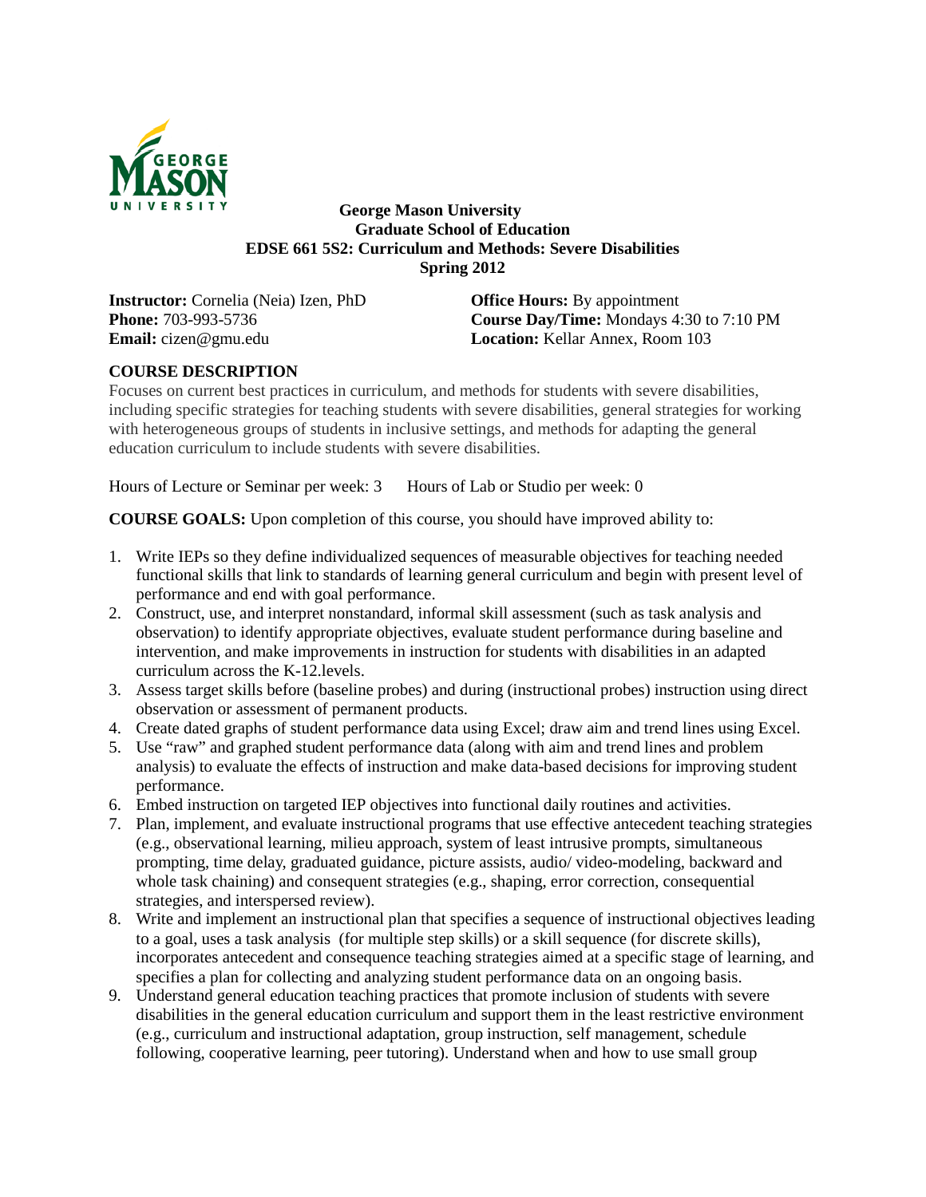**George Mason University**
**Graduate School of Education**
**EDSE 661 5S2: Curriculum and Methods: Severe Disabilities**
**Spring 2012**

**Instructor:** Cornelia (Neia) Izen, PhD
**Phone:** 703-993-5736
**Email:** cizen@gmu.edu

**Office Hours:** By appointment
**Course Day/Time:** Mondays 4:30 to 7:10 PM
**Location:** Kellar Annex, Room 103

## COURSE DESCRIPTION

Focuses on current best practices in curriculum, and methods for students with severe disabilities, including specific strategies for teaching students with severe disabilities, general strategies for working with heterogeneous groups of students in inclusive settings, and methods for adapting the general education curriculum to include students with severe disabilities.

Hours of Lecture or Seminar per week: 3     Hours of Lab or Studio per week: 0

**COURSE GOALS:** Upon completion of this course, you should have improved ability to:

1. Write IEPs so they define individualized sequences of measurable objectives for teaching needed functional skills that link to standards of learning general curriculum and begin with present level of performance and end with goal performance.
2. Construct, use, and interpret nonstandard, informal skill assessment (such as task analysis and observation) to identify appropriate objectives, evaluate student performance during baseline and intervention, and make improvements in instruction for students with disabilities in an adapted curriculum across the K-12.levels.
3. Assess target skills before (baseline probes) and during (instructional probes) instruction using direct observation or assessment of permanent products.
4. Create dated graphs of student performance data using Excel; draw aim and trend lines using Excel.
5. Use "raw" and graphed student performance data (along with aim and trend lines and problem analysis) to evaluate the effects of instruction and make data-based decisions for improving student performance.
6. Embed instruction on targeted IEP objectives into functional daily routines and activities.
7. Plan, implement, and evaluate instructional programs that use effective antecedent teaching strategies (e.g., observational learning, milieu approach, system of least intrusive prompts, simultaneous prompting, time delay, graduated guidance, picture assists, audio/ video-modeling, backward and whole task chaining) and consequent strategies (e.g., shaping, error correction, consequential strategies, and interspersed review).
8. Write and implement an instructional plan that specifies a sequence of instructional objectives leading to a goal, uses a task analysis (for multiple step skills) or a skill sequence (for discrete skills), incorporates antecedent and consequence teaching strategies aimed at a specific stage of learning, and specifies a plan for collecting and analyzing student performance data on an ongoing basis.
9. Understand general education teaching practices that promote inclusion of students with severe disabilities in the general education curriculum and support them in the least restrictive environment (e.g., curriculum and instructional adaptation, group instruction, self management, schedule following, cooperative learning, peer tutoring). Understand when and how to use small group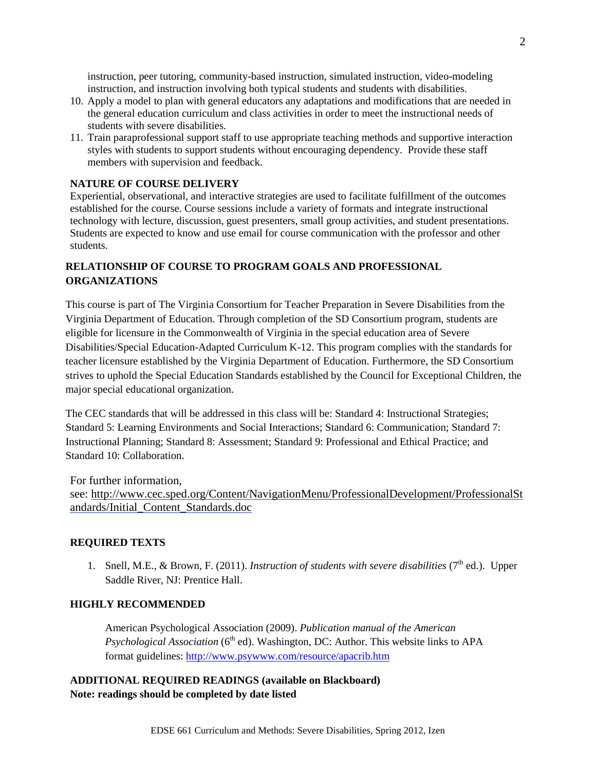instruction, peer tutoring, community-based instruction, simulated instruction, video-modeling instruction, and instruction involving both typical students and students with disabilities.

10. Apply a model to plan with general educators any adaptations and modifications that are needed in the general education curriculum and class activities in order to meet the instructional needs of students with severe disabilities.
11. Train paraprofessional support staff to use appropriate teaching methods and supportive interaction styles with students to support students without encouraging dependency. Provide these staff members with supervision and feedback.

**NATURE OF COURSE DELIVERY**

Experiential, observational, and interactive strategies are used to facilitate fulfillment of the outcomes established for the course. Course sessions include a variety of formats and integrate instructional technology with lecture, discussion, guest presenters, small group activities, and student presentations. Students are expected to know and use email for course communication with the professor and other students.

**RELATIONSHIP OF COURSE TO PROGRAM GOALS AND PROFESSIONAL ORGANIZATIONS**

This course is part of The Virginia Consortium for Teacher Preparation in Severe Disabilities from the Virginia Department of Education. Through completion of the SD Consortium program, students are eligible for licensure in the Commonwealth of Virginia in the special education area of Severe Disabilities/Special Education-Adapted Curriculum K-12. This program complies with the standards for teacher licensure established by the Virginia Department of Education. Furthermore, the SD Consortium strives to uphold the Special Education Standards established by the Council for Exceptional Children, the major special educational organization.

The CEC standards that will be addressed in this class will be: Standard 4: Instructional Strategies; Standard 5: Learning Environments and Social Interactions; Standard 6: Communication; Standard 7: Instructional Planning; Standard 8: Assessment; Standard 9: Professional and Ethical Practice; and Standard 10: Collaboration.

For further information, see: http://www.cec.sped.org/Content/NavigationMenu/ProfessionalDevelopment/ProfessionalStandards/Initial_Content_Standards.doc

**REQUIRED TEXTS**

1. Snell, M.E., & Brown, F. (2011). *Instruction of students with severe disabilities* (7th ed.). Upper Saddle River, NJ: Prentice Hall.

**HIGHLY RECOMMENDED**

American Psychological Association (2009). *Publication manual of the American Psychological Association* (6th ed). Washington, DC: Author. This website links to APA format guidelines: http://www.psywww.com/resource/apacrib.htm

**ADDITIONAL REQUIRED READINGS (available on Blackboard)**
**Note: readings should be completed by date listed**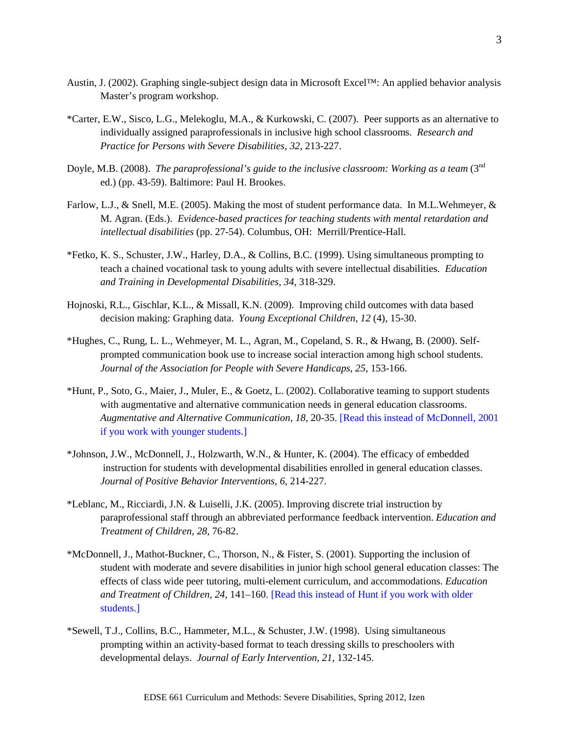Austin, J. (2002). Graphing single-subject design data in Microsoft Excel™: An applied behavior analysis Master's program workshop.

*Carter, E.W., Sisco, L.G., Melekoglu, M.A., & Kurkowski, C. (2007). Peer supports as an alternative to individually assigned paraprofessionals in inclusive high school classrooms. *Research and Practice for Persons with Severe Disabilities, 32*, 213-227.

Doyle, M.B. (2008). *The paraprofessional's guide to the inclusive classroom: Working as a team* (3rd ed.) (pp. 43-59). Baltimore: Paul H. Brookes.

Farlow, L.J., & Snell, M.E. (2005). Making the most of student performance data. In M.L.Wehmeyer, & M. Agran. (Eds.). *Evidence-based practices for teaching students with mental retardation and intellectual disabilities* (pp. 27-54). Columbus, OH: Merrill/Prentice-Hall.

*Fetko, K. S., Schuster, J.W., Harley, D.A., & Collins, B.C. (1999). Using simultaneous prompting to teach a chained vocational task to young adults with severe intellectual disabilities. *Education and Training in Developmental Disabilities, 34*, 318-329.

Hojnoski, R.L., Gischlar, K.L., & Missall, K.N. (2009). Improving child outcomes with data based decision making: Graphing data. *Young Exceptional Children, 12* (4), 15-30.

*Hughes, C., Rung, L. L., Wehmeyer, M. L., Agran, M., Copeland, S. R., & Hwang, B. (2000). Self-prompted communication book use to increase social interaction among high school students. *Journal of the Association for People with Severe Handicaps, 25*, 153-166.

*Hunt, P., Soto, G., Maier, J., Muler, E., & Goetz, L. (2002). Collaborative teaming to support students with augmentative and alternative communication needs in general education classrooms. *Augmentative and Alternative Communication, 18*, 20-35. [Read this instead of McDonnell, 2001 if you work with younger students.]

*Johnson, J.W., McDonnell, J., Holzwarth, W.N., & Hunter, K. (2004). The efficacy of embedded instruction for students with developmental disabilities enrolled in general education classes. *Journal of Positive Behavior Interventions, 6*, 214-227.

*Leblanc, M., Ricciardi, J.N. & Luiselli, J.K. (2005). Improving discrete trial instruction by paraprofessional staff through an abbreviated performance feedback intervention. *Education and Treatment of Children, 28*, 76-82.

*McDonnell, J., Mathot-Buckner, C., Thorson, N., & Fister, S. (2001). Supporting the inclusion of student with moderate and severe disabilities in junior high school general education classes: The effects of class wide peer tutoring, multi-element curriculum, and accommodations. *Education and Treatment of Children, 24*, 141–160. [Read this instead of Hunt if you work with older students.]

*Sewell, T.J., Collins, B.C., Hammeter, M.L., & Schuster, J.W. (1998). Using simultaneous prompting within an activity-based format to teach dressing skills to preschoolers with developmental delays. *Journal of Early Intervention, 21*, 132-145.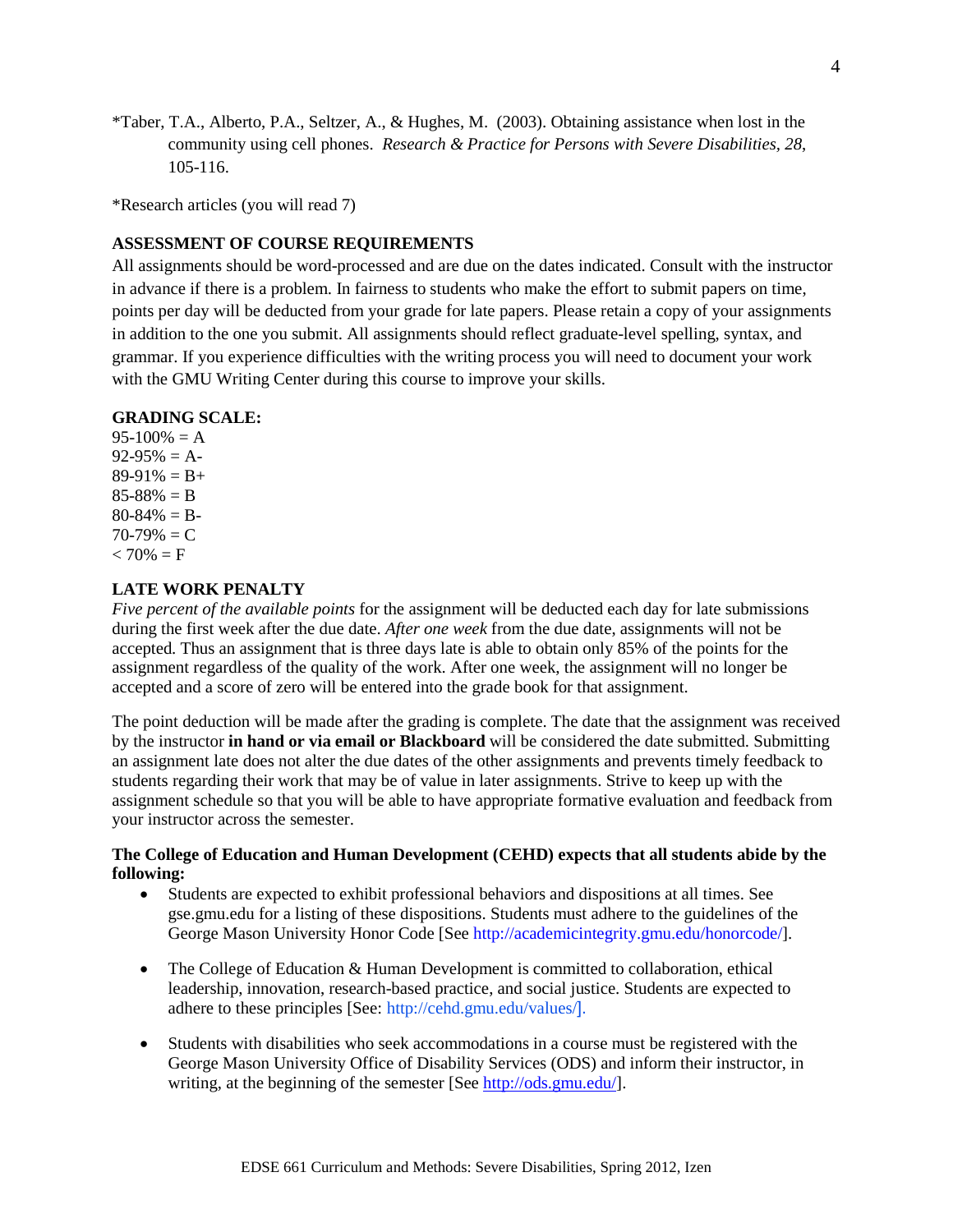*Taber, T.A., Alberto, P.A., Seltzer, A., & Hughes, M. (2003). Obtaining assistance when lost in the community using cell phones. *Research & Practice for Persons with Severe Disabilities, 28*, 105-116.

*Research articles (you will read 7)

**ASSESSMENT OF COURSE REQUIREMENTS**

All assignments should be word-processed and are due on the dates indicated. Consult with the instructor in advance if there is a problem. In fairness to students who make the effort to submit papers on time, points per day will be deducted from your grade for late papers. Please retain a copy of your assignments in addition to the one you submit. All assignments should reflect graduate-level spelling, syntax, and grammar. If you experience difficulties with the writing process you will need to document your work with the GMU Writing Center during this course to improve your skills.

**GRADING SCALE:**

95-100% = A
92-95% = A-
89-91% = B+
85-88% = B
80-84% = B-
70-79% = C
< 70% = F

**LATE WORK PENALTY**

*Five percent of the available points* for the assignment will be deducted each day for late submissions during the first week after the due date. *After one week* from the due date, assignments will not be accepted. Thus an assignment that is three days late is able to obtain only 85% of the points for the assignment regardless of the quality of the work. After one week, the assignment will no longer be accepted and a score of zero will be entered into the grade book for that assignment.

The point deduction will be made after the grading is complete. The date that the assignment was received by the instructor **in hand or via email or Blackboard** will be considered the date submitted. Submitting an assignment late does not alter the due dates of the other assignments and prevents timely feedback to students regarding their work that may be of value in later assignments. Strive to keep up with the assignment schedule so that you will be able to have appropriate formative evaluation and feedback from your instructor across the semester.

**The College of Education and Human Development (CEHD) expects that all students abide by the following:**

- Students are expected to exhibit professional behaviors and dispositions at all times. See gse.gmu.edu for a listing of these dispositions. Students must adhere to the guidelines of the George Mason University Honor Code [See http://academicintegrity.gmu.edu/honorcode/].

- The College of Education & Human Development is committed to collaboration, ethical leadership, innovation, research-based practice, and social justice. Students are expected to adhere to these principles [See: http://cehd.gmu.edu/values/].

- Students with disabilities who seek accommodations in a course must be registered with the George Mason University Office of Disability Services (ODS) and inform their instructor, in writing, at the beginning of the semester [See http://ods.gmu.edu/].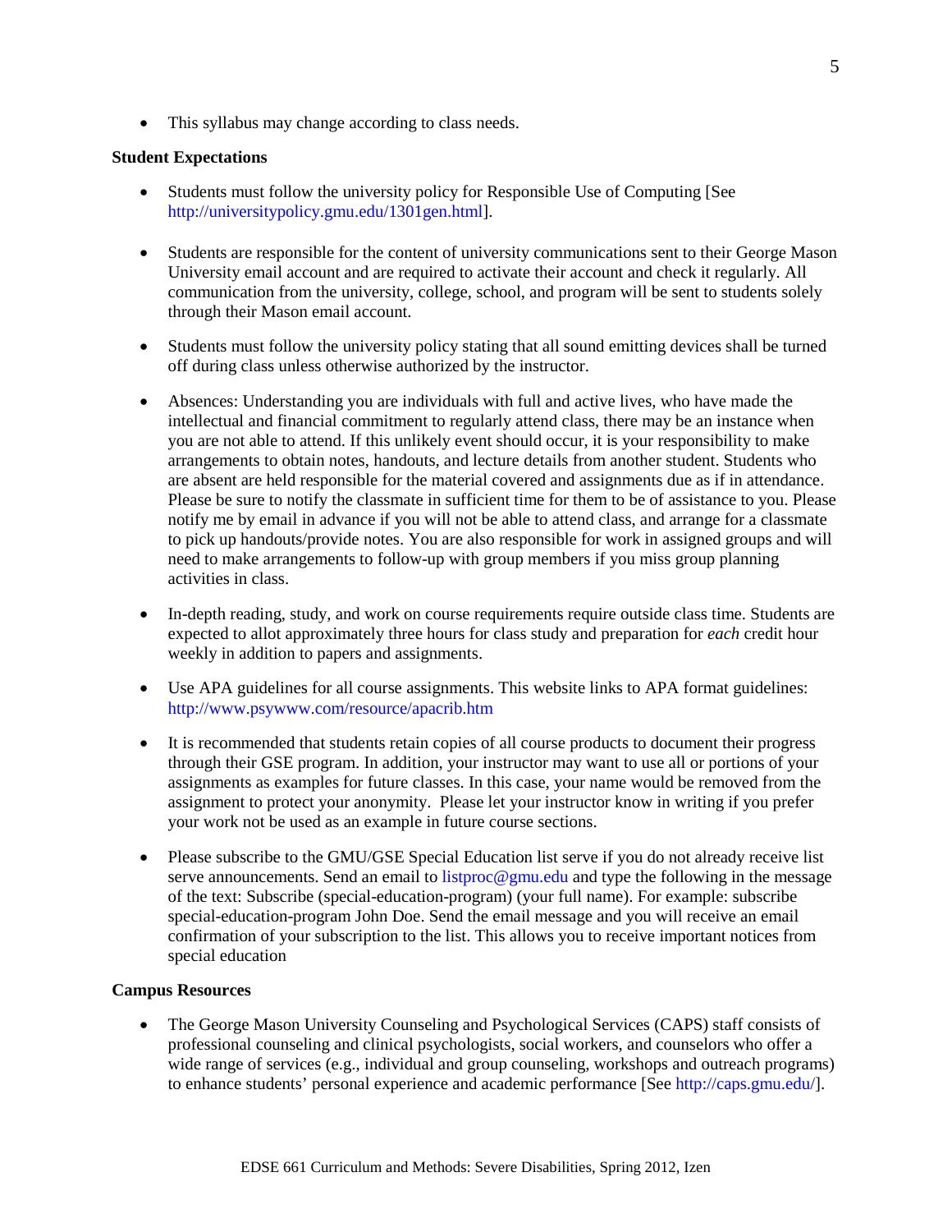- This syllabus may change according to class needs.

**Student Expectations**

- Students must follow the university policy for Responsible Use of Computing [See http://universitypolicy.gmu.edu/1301gen.html].

- Students are responsible for the content of university communications sent to their George Mason University email account and are required to activate their account and check it regularly. All communication from the university, college, school, and program will be sent to students solely through their Mason email account.

- Students must follow the university policy stating that all sound emitting devices shall be turned off during class unless otherwise authorized by the instructor.

- Absences: Understanding you are individuals with full and active lives, who have made the intellectual and financial commitment to regularly attend class, there may be an instance when you are not able to attend. If this unlikely event should occur, it is your responsibility to make arrangements to obtain notes, handouts, and lecture details from another student. Students who are absent are held responsible for the material covered and assignments due as if in attendance. Please be sure to notify the classmate in sufficient time for them to be of assistance to you. Please notify me by email in advance if you will not be able to attend class, and arrange for a classmate to pick up handouts/provide notes. You are also responsible for work in assigned groups and will need to make arrangements to follow-up with group members if you miss group planning activities in class.

- In-depth reading, study, and work on course requirements require outside class time. Students are expected to allot approximately three hours for class study and preparation for *each* credit hour weekly in addition to papers and assignments.

- Use APA guidelines for all course assignments. This website links to APA format guidelines: http://www.psywww.com/resource/apacrib.htm

- It is recommended that students retain copies of all course products to document their progress through their GSE program. In addition, your instructor may want to use all or portions of your assignments as examples for future classes. In this case, your name would be removed from the assignment to protect your anonymity. Please let your instructor know in writing if you prefer your work not be used as an example in future course sections.

- Please subscribe to the GMU/GSE Special Education list serve if you do not already receive list serve announcements. Send an email to listproc@gmu.edu and type the following in the message of the text: Subscribe (special-education-program) (your full name). For example: subscribe special-education-program John Doe. Send the email message and you will receive an email confirmation of your subscription to the list. This allows you to receive important notices from special education

**Campus Resources**

- The George Mason University Counseling and Psychological Services (CAPS) staff consists of professional counseling and clinical psychologists, social workers, and counselors who offer a wide range of services (e.g., individual and group counseling, workshops and outreach programs) to enhance students' personal experience and academic performance [See http://caps.gmu.edu/].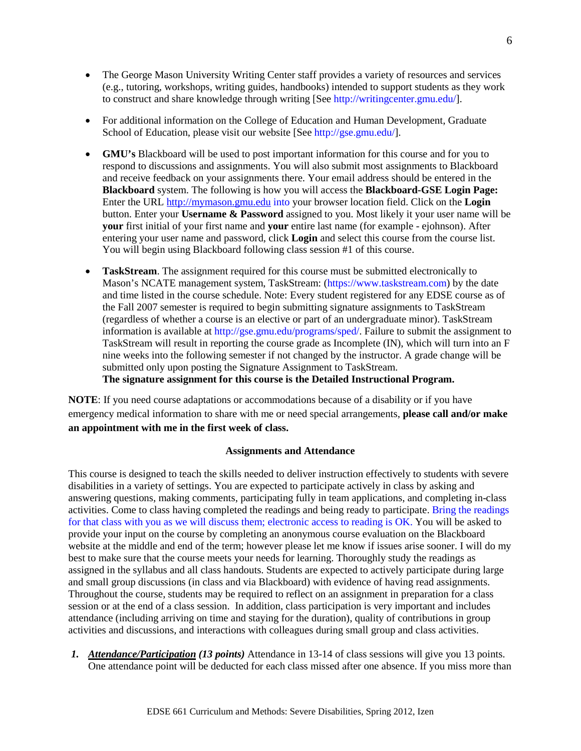- The George Mason University Writing Center staff provides a variety of resources and services (e.g., tutoring, workshops, writing guides, handbooks) intended to support students as they work to construct and share knowledge through writing [See http://writingcenter.gmu.edu/].

- For additional information on the College of Education and Human Development, Graduate School of Education, please visit our website [See http://gse.gmu.edu/].

- **GMU's** Blackboard will be used to post important information for this course and for you to respond to discussions and assignments. You will also submit most assignments to Blackboard and receive feedback on your assignments there. Your email address should be entered in the **Blackboard** system. The following is how you will access the **Blackboard-GSE Login Page:** Enter the URL http://mymason.gmu.edu into your browser location field. Click on the **Login** button. Enter your **Username & Password** assigned to you. Most likely it your user name will be **your** first initial of your first name and **your** entire last name (for example - ejohnson). After entering your user name and password, click **Login** and select this course from the course list. You will begin using Blackboard following class session #1 of this course.

- **TaskStream**. The assignment required for this course must be submitted electronically to Mason's NCATE management system, TaskStream: (https://www.taskstream.com) by the date and time listed in the course schedule. Note: Every student registered for any EDSE course as of the Fall 2007 semester is required to begin submitting signature assignments to TaskStream (regardless of whether a course is an elective or part of an undergraduate minor). TaskStream information is available at http://gse.gmu.edu/programs/sped/. Failure to submit the assignment to TaskStream will result in reporting the course grade as Incomplete (IN), which will turn into an F nine weeks into the following semester if not changed by the instructor. A grade change will be submitted only upon posting the Signature Assignment to TaskStream.
  **The signature assignment for this course is the Detailed Instructional Program.**

**NOTE**: If you need course adaptations or accommodations because of a disability or if you have emergency medical information to share with me or need special arrangements, **please call and/or make an appointment with me in the first week of class.**

**Assignments and Attendance**

This course is designed to teach the skills needed to deliver instruction effectively to students with severe disabilities in a variety of settings. You are expected to participate actively in class by asking and answering questions, making comments, participating fully in team applications, and completing in-class activities. Come to class having completed the readings and being ready to participate. Bring the readings for that class with you as we will discuss them; electronic access to reading is OK. You will be asked to provide your input on the course by completing an anonymous course evaluation on the Blackboard website at the middle and end of the term; however please let me know if issues arise sooner. I will do my best to make sure that the course meets your needs for learning. Thoroughly study the readings as assigned in the syllabus and all class handouts. Students are expected to actively participate during large and small group discussions (in class and via Blackboard) with evidence of having read assignments. Throughout the course, students may be required to reflect on an assignment in preparation for a class session or at the end of a class session. In addition, class participation is very important and includes attendance (including arriving on time and staying for the duration), quality of contributions in group activities and discussions, and interactions with colleagues during small group and class activities.

1. ***Attendance/Participation*** ***(13 points)*** Attendance in 13-14 of class sessions will give you 13 points. One attendance point will be deducted for each class missed after one absence. If you miss more than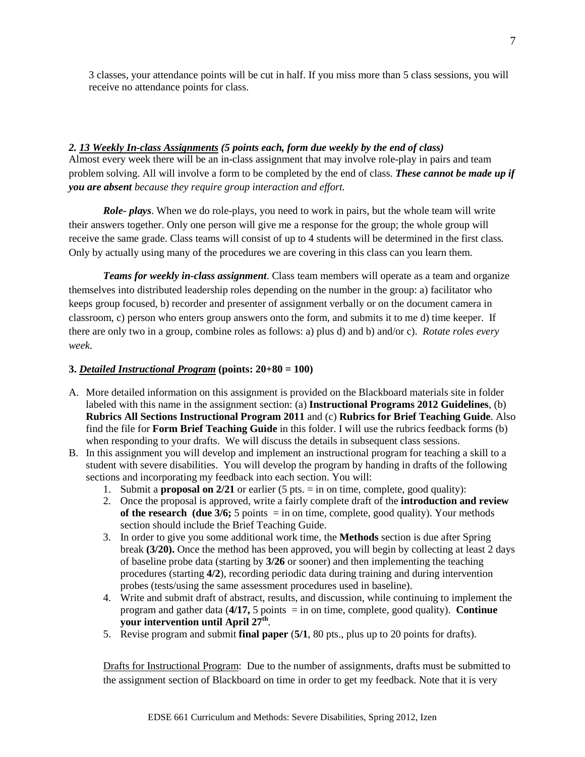3 classes, your attendance points will be cut in half. If you miss more than 5 class sessions, you will receive no attendance points for class.

***2. <u>13 Weekly In-class Assignments</u> (5 points each, form due weekly by the end of class)***

Almost every week there will be an in-class assignment that may involve role-play in pairs and team problem solving. All will involve a form to be completed by the end of class. ***These cannot be made up if you are absent*** *because they require group interaction and effort.*

***Role- plays***. When we do role-plays, you need to work in pairs, but the whole team will write their answers together. Only one person will give me a response for the group; the whole group will receive the same grade. Class teams will consist of up to 4 students will be determined in the first class. Only by actually using many of the procedures we are covering in this class can you learn them.

***Teams for weekly in-class assignment***. Class team members will operate as a team and organize themselves into distributed leadership roles depending on the number in the group: a) facilitator who keeps group focused, b) recorder and presenter of assignment verbally or on the document camera in classroom, c) person who enters group answers onto the form, and submits it to me d) time keeper. If there are only two in a group, combine roles as follows: a) plus d) and b) and/or c). *Rotate roles every week*.

**3. *<u>Detailed Instructional Program</u>* (points: 20+80 = 100)**

A. More detailed information on this assignment is provided on the Blackboard materials site in folder labeled with this name in the assignment section: (a) **Instructional Programs 2012 Guidelines**, (b) **Rubrics All Sections Instructional Program 2011** and (c) **Rubrics for Brief Teaching Guide**. Also find the file for **Form Brief Teaching Guide** in this folder. I will use the rubrics feedback forms (b) when responding to your drafts. We will discuss the details in subsequent class sessions.

B. In this assignment you will develop and implement an instructional program for teaching a skill to a student with severe disabilities. You will develop the program by handing in drafts of the following sections and incorporating my feedback into each section. You will:
   1. Submit a **proposal on 2/21** or earlier (5 pts. = in on time, complete, good quality):
   2. Once the proposal is approved, write a fairly complete draft of the **introduction and review of the research (due 3/6;** 5 points = in on time, complete, good quality). Your methods section should include the Brief Teaching Guide.
   3. In order to give you some additional work time, the **Methods** section is due after Spring break **(3/20).** Once the method has been approved, you will begin by collecting at least 2 days of baseline probe data (starting by **3/26** or sooner) and then implementing the teaching procedures (starting **4/2**), recording periodic data during training and during intervention probes (tests/using the same assessment procedures used in baseline).
   4. Write and submit draft of abstract, results, and discussion, while continuing to implement the program and gather data (**4/17,** 5 points = in on time, complete, good quality). **Continue your intervention until April 27th**.
   5. Revise program and submit **final paper** (**5/1**, 80 pts., plus up to 20 points for drafts).

<u>Drafts for Instructional Program</u>: Due to the number of assignments, drafts must be submitted to the assignment section of Blackboard on time in order to get my feedback. Note that it is very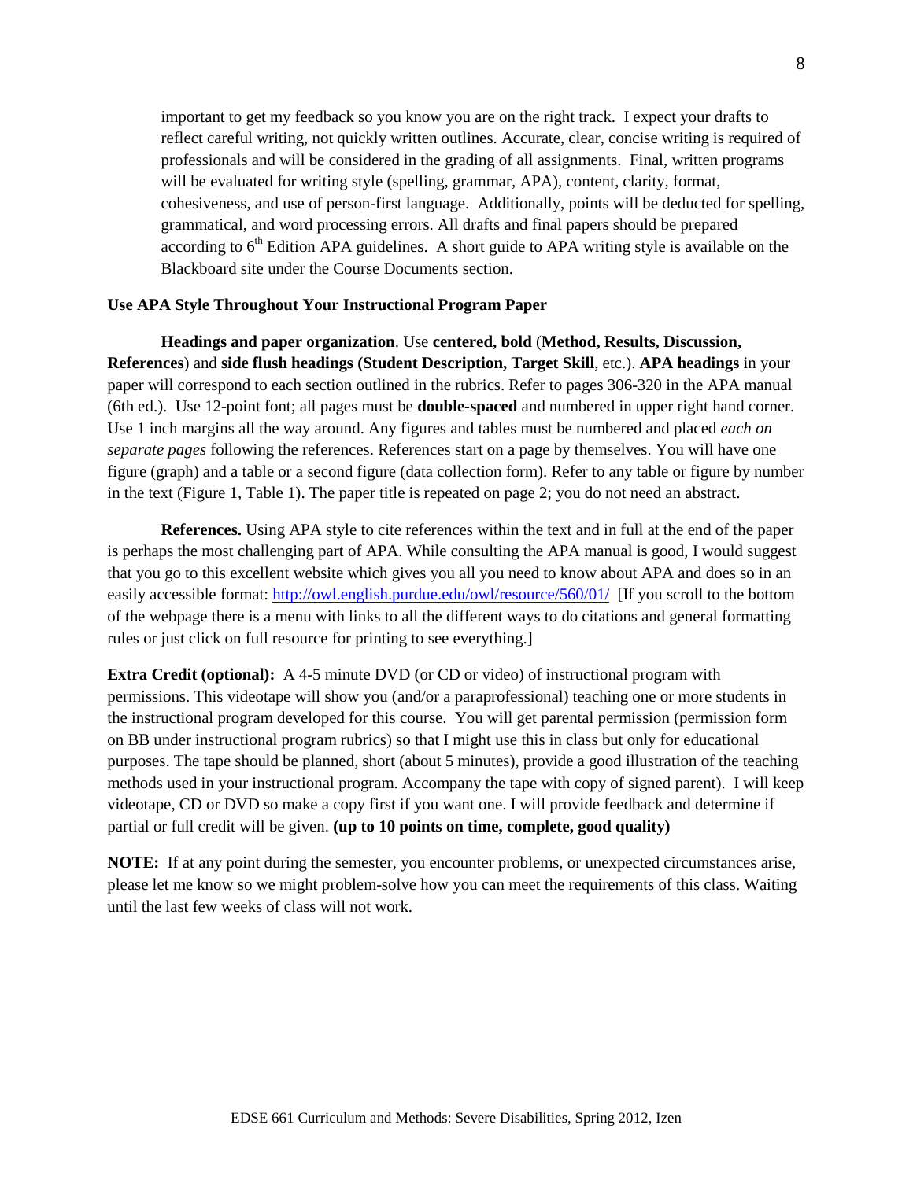important to get my feedback so you know you are on the right track. I expect your drafts to reflect careful writing, not quickly written outlines. Accurate, clear, concise writing is required of professionals and will be considered in the grading of all assignments. Final, written programs will be evaluated for writing style (spelling, grammar, APA), content, clarity, format, cohesiveness, and use of person-first language. Additionally, points will be deducted for spelling, grammatical, and word processing errors. All drafts and final papers should be prepared according to 6th Edition APA guidelines. A short guide to APA writing style is available on the Blackboard site under the Course Documents section.

**Use APA Style Throughout Your Instructional Program Paper**

**Headings and paper organization**. Use **centered, bold** (**Method, Results, Discussion, References**) and **side flush headings (Student Description, Target Skill**, etc.). **APA headings** in your paper will correspond to each section outlined in the rubrics. Refer to pages 306-320 in the APA manual (6th ed.). Use 12-point font; all pages must be **double-spaced** and numbered in upper right hand corner. Use 1 inch margins all the way around. Any figures and tables must be numbered and placed *each on separate pages* following the references. References start on a page by themselves. You will have one figure (graph) and a table or a second figure (data collection form). Refer to any table or figure by number in the text (Figure 1, Table 1). The paper title is repeated on page 2; you do not need an abstract.

**References.** Using APA style to cite references within the text and in full at the end of the paper is perhaps the most challenging part of APA. While consulting the APA manual is good, I would suggest that you go to this excellent website which gives you all you need to know about APA and does so in an easily accessible format: http://owl.english.purdue.edu/owl/resource/560/01/ [If you scroll to the bottom of the webpage there is a menu with links to all the different ways to do citations and general formatting rules or just click on full resource for printing to see everything.]

**Extra Credit (optional):** A 4-5 minute DVD (or CD or video) of instructional program with permissions. This videotape will show you (and/or a paraprofessional) teaching one or more students in the instructional program developed for this course. You will get parental permission (permission form on BB under instructional program rubrics) so that I might use this in class but only for educational purposes. The tape should be planned, short (about 5 minutes), provide a good illustration of the teaching methods used in your instructional program. Accompany the tape with copy of signed parent). I will keep videotape, CD or DVD so make a copy first if you want one. I will provide feedback and determine if partial or full credit will be given. **(up to 10 points on time, complete, good quality)**

**NOTE:** If at any point during the semester, you encounter problems, or unexpected circumstances arise, please let me know so we might problem-solve how you can meet the requirements of this class. Waiting until the last few weeks of class will not work.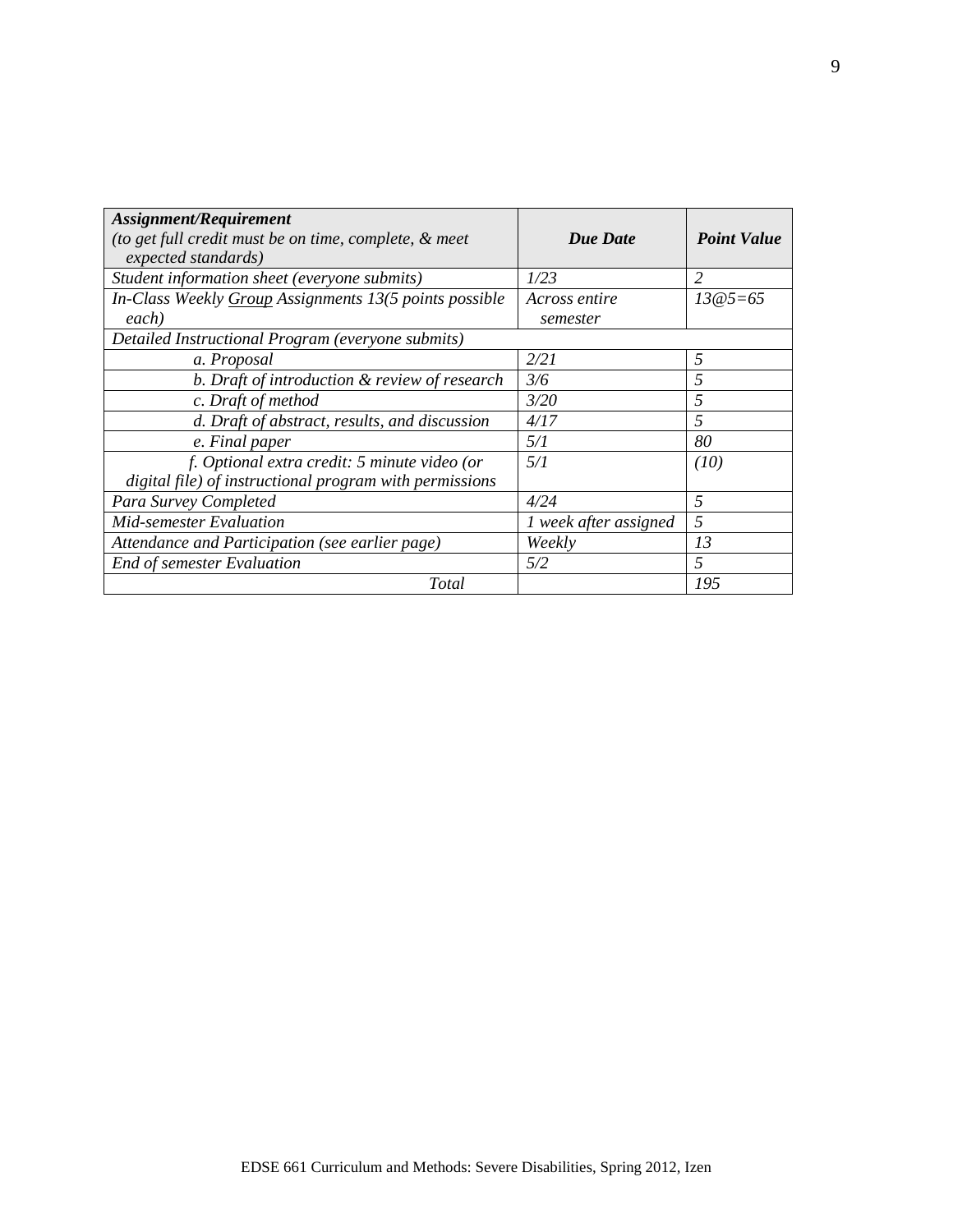| *Assignment/Requirement*<br>*(to get full credit must be on time, complete, & meet expected standards)* | ***Due Date*** | ***Point Value*** |
|---|---|---|
| *Student information sheet (everyone submits)* | *1/23* | *2* |
| *In-Class Weekly Group Assignments 13(5 points possible each)* | *Across entire semester* | *13@5=65* |
| *Detailed Instructional Program (everyone submits)* | | |
| *a. Proposal* | *2/21* | *5* |
| *b. Draft of introduction & review of research* | *3/6* | *5* |
| *c. Draft of method* | *3/20* | *5* |
| *d. Draft of abstract, results, and discussion* | *4/17* | *5* |
| *e. Final paper* | *5/1* | *80* |
| *f. Optional extra credit: 5 minute video (or digital file) of instructional program with permissions* | *5/1* | *(10)* |
| *Para Survey Completed* | *4/24* | *5* |
| *Mid-semester Evaluation* | *1 week after assigned* | *5* |
| *Attendance and Participation (see earlier page)* | *Weekly* | *13* |
| *End of semester Evaluation* | *5/2* | *5* |
| *Total* | | *195* |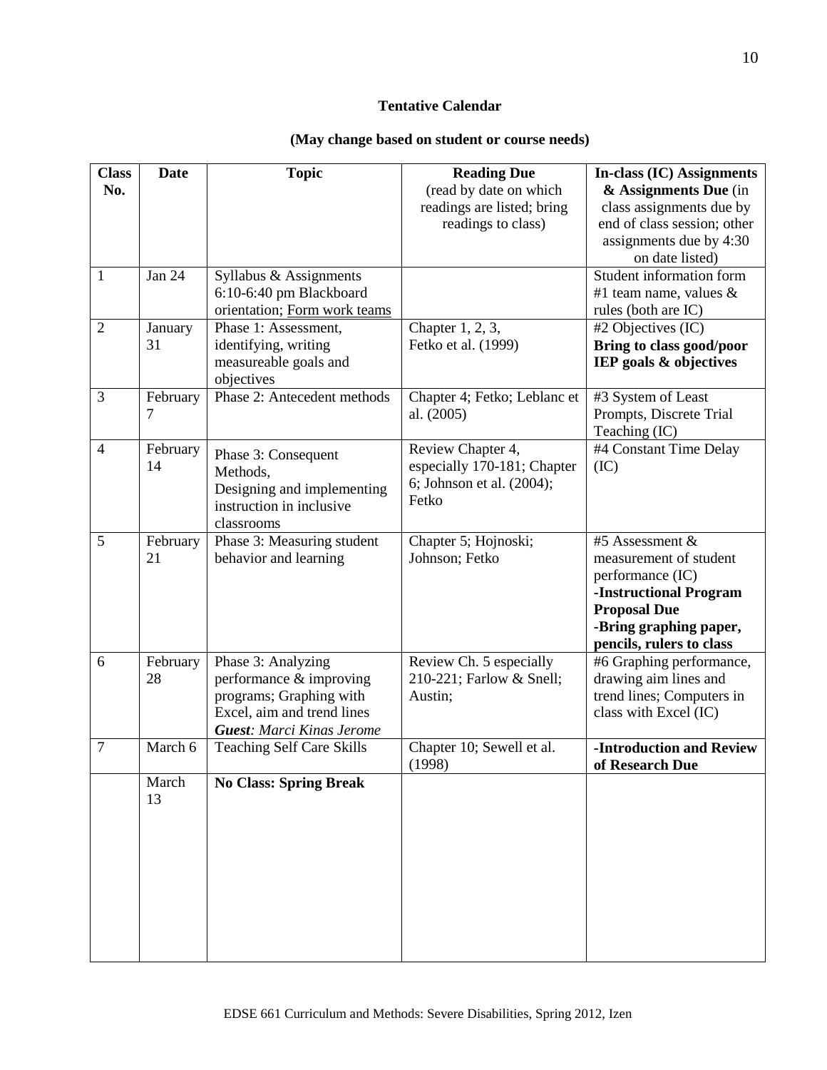**Tentative Calendar**

**(May change based on student or course needs)**

| Class No. | Date | Topic | Reading Due (read by date on which readings are listed; bring readings to class) | In-class (IC) Assignments & Assignments Due (in class assignments due by end of class session; other assignments due by 4:30 on date listed) |
|---|---|---|---|---|
| 1 | Jan 24 | Syllabus & Assignments 6:10-6:40 pm Blackboard orientation; Form work teams | | Student information form #1 team name, values & rules (both are IC) |
| 2 | January 31 | Phase 1: Assessment, identifying, writing measureable goals and objectives | Chapter 1, 2, 3, Fetko et al. (1999) | #2 Objectives (IC) **Bring to class good/poor IEP goals & objectives** |
| 3 | February 7 | Phase 2: Antecedent methods | Chapter 4; Fetko; Leblanc et al. (2005) | #3 System of Least Prompts, Discrete Trial Teaching (IC) |
| 4 | February 14 | Phase 3: Consequent Methods, Designing and implementing instruction in inclusive classrooms | Review Chapter 4, especially 170-181; Chapter 6; Johnson et al. (2004); Fetko | #4 Constant Time Delay (IC) |
| 5 | February 21 | Phase 3: Measuring student behavior and learning | Chapter 5; Hojnoski; Johnson; Fetko | #5 Assessment & measurement of student performance (IC) **-Instructional Program Proposal Due** **-Bring graphing paper, pencils, rulers to class** |
| 6 | February 28 | Phase 3: Analyzing performance & improving programs; Graphing with Excel, aim and trend lines ***Guest**: Marci Kinas Jerome* | Review Ch. 5 especially 210-221; Farlow & Snell; Austin; | #6 Graphing performance, drawing aim lines and trend lines; Computers in class with Excel (IC) |
| 7 | March 6 | Teaching Self Care Skills | Chapter 10; Sewell et al. (1998) | **-Introduction and Review of Research Due** |
| | March 13 | **No Class: Spring Break** | | |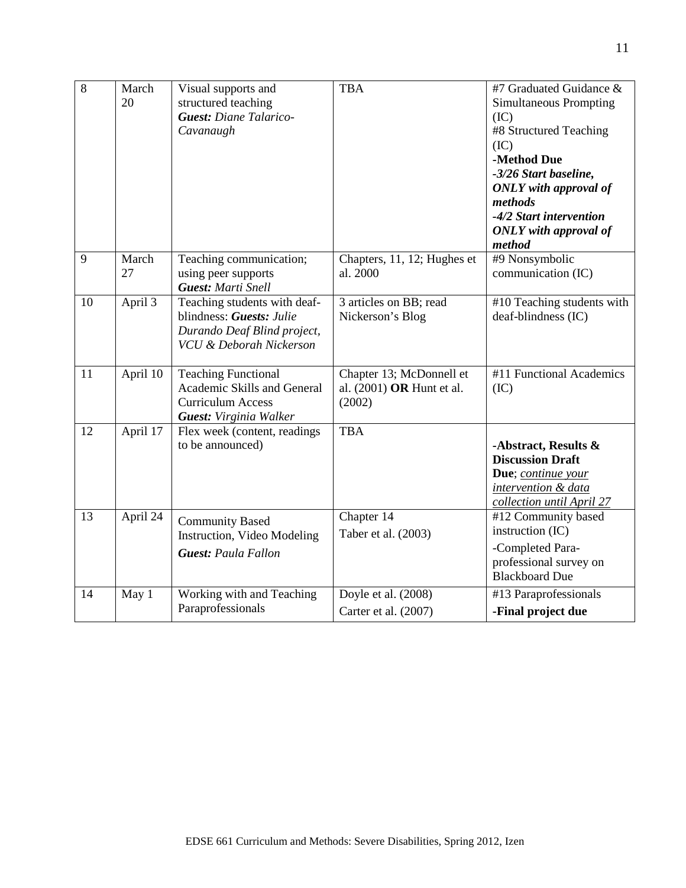| | | | | |
|---|---|---|---|---|
| 8 | March 20 | Visual supports and structured teaching ***Guest:*** *Diane Talarico-Cavanaugh* | TBA | #7 Graduated Guidance & Simultaneous Prompting (IC) #8 Structured Teaching (IC) **-Method Due** ***-3/26 Start baseline, ONLY with approval of methods*** ***-4/2 Start intervention ONLY with approval of method*** |
| 9 | March 27 | Teaching communication; using peer supports ***Guest:*** *Marti Snell* | Chapters, 11, 12; Hughes et al. 2000 | #9 Nonsymbolic communication (IC) |
| 10 | April 3 | Teaching students with deaf-blindness: ***Guests:*** *Julie Durando Deaf Blind project, VCU & Deborah Nickerson* | 3 articles on BB; read Nickerson's Blog | #10 Teaching students with deaf-blindness (IC) |
| 11 | April 10 | Teaching Functional Academic Skills and General Curriculum Access ***Guest:*** *Virginia Walker* | Chapter 13; McDonnell et al. (2001) **OR** Hunt et al. (2002) | #11 Functional Academics (IC) |
| 12 | April 17 | Flex week (content, readings to be announced) | TBA | **-Abstract, Results & Discussion Draft Due**; *continue your intervention & data collection until April 27* |
| 13 | April 24 | Community Based Instruction, Video Modeling ***Guest:*** *Paula Fallon* | Chapter 14 Taber et al. (2003) | #12 Community based instruction (IC) -Completed Para-professional survey on Blackboard Due |
| 14 | May 1 | Working with and Teaching Paraprofessionals | Doyle et al. (2008) Carter et al. (2007) | #13 Paraprofessionals **-Final project due** |